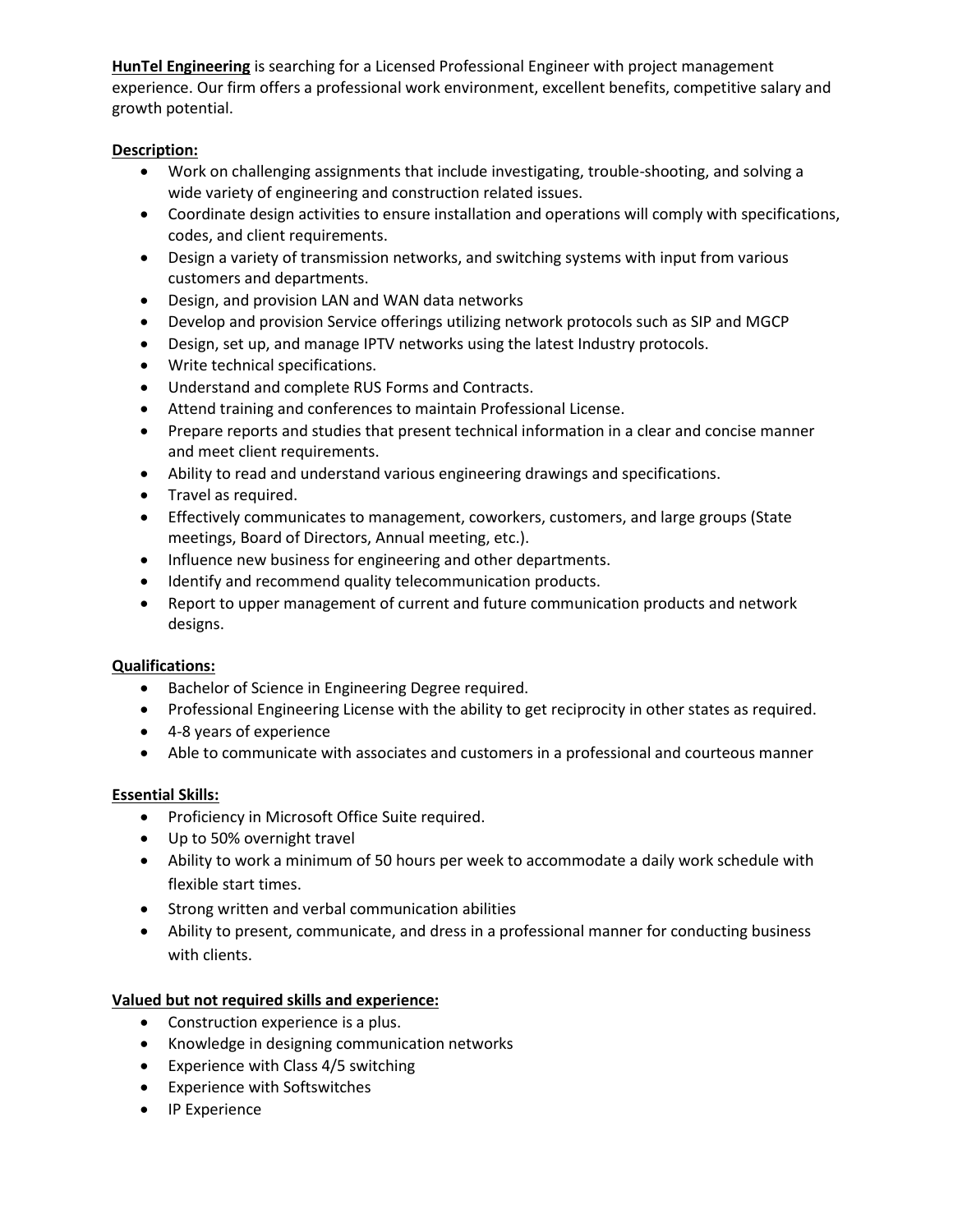**HunTel Engineering** is searching for a Licensed Professional Engineer with project management experience. Our firm offers a professional work environment, excellent benefits, competitive salary and growth potential.

**Description:**

- Work on challenging assignments that include investigating, trouble-shooting, and solving a wide variety of engineering and construction related issues.
- Coordinate design activities to ensure installation and operations will comply with specifications, codes, and client requirements.
- Design a variety of transmission networks, and switching systems with input from various customers and departments.
- Design, and provision LAN and WAN data networks
- Develop and provision Service offerings utilizing network protocols such as SIP and MGCP
- Design, set up, and manage IPTV networks using the latest Industry protocols.
- Write technical specifications.
- Understand and complete RUS Forms and Contracts.
- Attend training and conferences to maintain Professional License.
- Prepare reports and studies that present technical information in a clear and concise manner and meet client requirements.
- Ability to read and understand various engineering drawings and specifications.
- Travel as required.
- Effectively communicates to management, coworkers, customers, and large groups (State meetings, Board of Directors, Annual meeting, etc.).
- Influence new business for engineering and other departments.
- Identify and recommend quality telecommunication products.
- Report to upper management of current and future communication products and network designs.

**Qualifications:**

- Bachelor of Science in Engineering Degree required.
- Professional Engineering License with the ability to get reciprocity in other states as required.
- 4-8 years of experience
- Able to communicate with associates and customers in a professional and courteous manner

**Essential Skills:**

- Proficiency in Microsoft Office Suite required.
- Up to 50% overnight travel
- Ability to work a minimum of 50 hours per week to accommodate a daily work schedule with flexible start times.
- Strong written and verbal communication abilities
- Ability to present, communicate, and dress in a professional manner for conducting business with clients.

**Valued but not required skills and experience:**

- Construction experience is a plus.
- Knowledge in designing communication networks
- Experience with Class 4/5 switching
- Experience with Softswitches
- IP Experience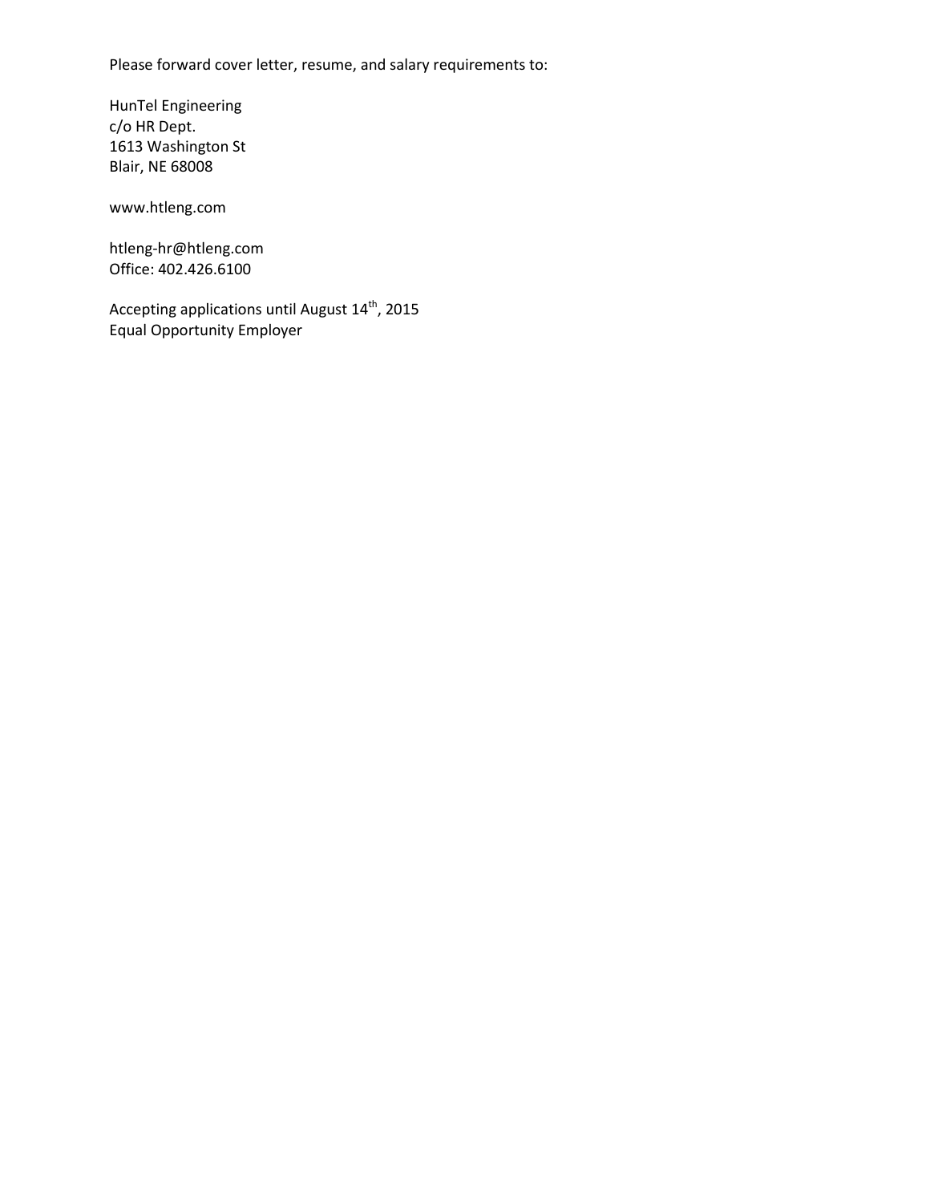Please forward cover letter, resume, and salary requirements to:

HunTel Engineering
c/o HR Dept.
1613 Washington St
Blair, NE 68008

www.htleng.com

htleng-hr@htleng.com
Office: 402.426.6100

Accepting applications until August 14th, 2015
Equal Opportunity Employer